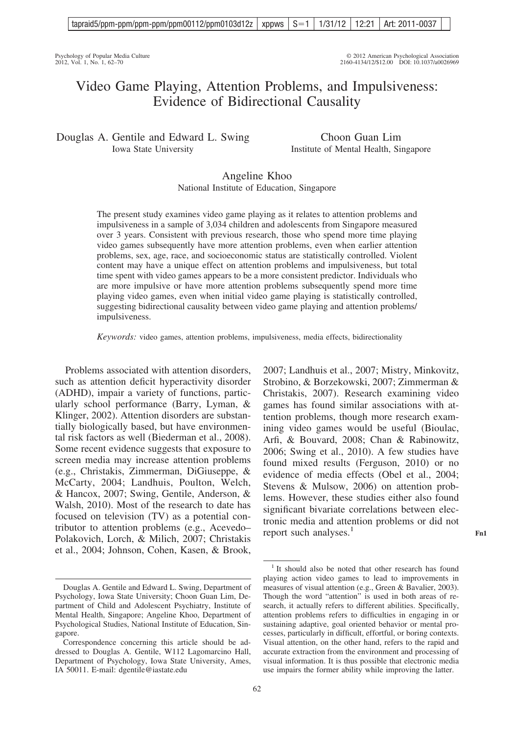# Video Game Playing, Attention Problems, and Impulsiveness: Evidence of Bidirectional Causality

Douglas A. Gentile and Edward L. Swing
Iowa State University

Choon Guan Lim
Institute of Mental Health, Singapore

Angeline Khoo
National Institute of Education, Singapore

The present study examines video game playing as it relates to attention problems and impulsiveness in a sample of 3,034 children and adolescents from Singapore measured over 3 years. Consistent with previous research, those who spend more time playing video games subsequently have more attention problems, even when earlier attention problems, sex, age, race, and socioeconomic status are statistically controlled. Violent content may have a unique effect on attention problems and impulsiveness, but total time spent with video games appears to be a more consistent predictor. Individuals who are more impulsive or have more attention problems subsequently spend more time playing video games, even when initial video game playing is statistically controlled, suggesting bidirectional causality between video game playing and attention problems/impulsiveness.

*Keywords:* video games, attention problems, impulsiveness, media effects, bidirectionality

Problems associated with attention disorders, such as attention deficit hyperactivity disorder (ADHD), impair a variety of functions, particularly school performance (Barry, Lyman, & Klinger, 2002). Attention disorders are substantially biologically based, but have environmental risk factors as well (Biederman et al., 2008). Some recent evidence suggests that exposure to screen media may increase attention problems (e.g., Christakis, Zimmerman, DiGiuseppe, & McCarty, 2004; Landhuis, Poulton, Welch, & Hancox, 2007; Swing, Gentile, Anderson, & Walsh, 2010). Most of the research to date has focused on television (TV) as a potential contributor to attention problems (e.g., Acevedo–Polakovich, Lorch, & Milich, 2007; Christakis et al., 2004; Johnson, Cohen, Kasen, & Brook, 2007; Landhuis et al., 2007; Mistry, Minkovitz, Strobino, & Borzekowski, 2007; Zimmerman & Christakis, 2007). Research examining video games has found similar associations with attention problems, though more research examining video games would be useful (Bioulac, Arfi, & Bouvard, 2008; Chan & Rabinowitz, 2006; Swing et al., 2010). A few studies have found mixed results (Ferguson, 2010) or no evidence of media effects (Obel et al., 2004; Stevens & Mulsow, 2006) on attention problems. However, these studies either also found significant bivariate correlations between electronic media and attention problems or did not report such analyses.[1]

[1] It should also be noted that other research has found playing action video games to lead to improvements in measures of visual attention (e.g., Green & Bavalier, 2003). Though the word "attention" is used in both areas of research, it actually refers to different abilities. Specifically, attention problems refers to difficulties in engaging in or sustaining adaptive, goal oriented behavior or mental processes, particularly in difficult, effortful, or boring contexts. Visual attention, on the other hand, refers to the rapid and accurate extraction from the environment and processing of visual information. It is thus possible that electronic media use impairs the former ability while improving the latter.

Douglas A. Gentile and Edward L. Swing, Department of Psychology, Iowa State University; Choon Guan Lim, Department of Child and Adolescent Psychiatry, Institute of Mental Health, Singapore; Angeline Khoo, Department of Psychological Studies, National Institute of Education, Singapore.

Correspondence concerning this article should be addressed to Douglas A. Gentile, W112 Lagomarcino Hall, Department of Psychology, Iowa State University, Ames, IA 50011. E-mail: dgentile@iastate.edu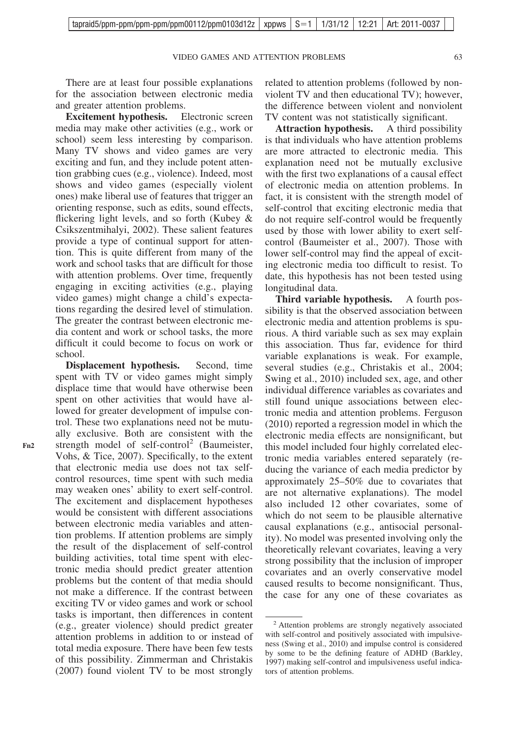There are at least four possible explanations for the association between electronic media and greater attention problems.

**Excitement hypothesis.** Electronic screen media may make other activities (e.g., work or school) seem less interesting by comparison. Many TV shows and video games are very exciting and fun, and they include potent attention grabbing cues (e.g., violence). Indeed, most shows and video games (especially violent ones) make liberal use of features that trigger an orienting response, such as edits, sound effects, flickering light levels, and so forth (Kubey & Csikszentmihalyi, 2002). These salient features provide a type of continual support for attention. This is quite different from many of the work and school tasks that are difficult for those with attention problems. Over time, frequently engaging in exciting activities (e.g., playing video games) might change a child's expectations regarding the desired level of stimulation. The greater the contrast between electronic media content and work or school tasks, the more difficult it could become to focus on work or school.

**Displacement hypothesis.** Second, time spent with TV or video games might simply displace time that would have otherwise been spent on other activities that would have allowed for greater development of impulse control. These two explanations need not be mutually exclusive. Both are consistent with the strength model of self-control[2] (Baumeister, Vohs, & Tice, 2007). Specifically, to the extent that electronic media use does not tax self-control resources, time spent with such media may weaken ones' ability to exert self-control. The excitement and displacement hypotheses would be consistent with different associations between electronic media variables and attention problems. If attention problems are simply the result of the displacement of self-control building activities, total time spent with electronic media should predict greater attention problems but the content of that media should not make a difference. If the contrast between exciting TV or video games and work or school tasks is important, then differences in content (e.g., greater violence) should predict greater attention problems in addition to or instead of total media exposure. There have been few tests of this possibility. Zimmerman and Christakis (2007) found violent TV to be most strongly related to attention problems (followed by nonviolent TV and then educational TV); however, the difference between violent and nonviolent TV content was not statistically significant.

**Attraction hypothesis.** A third possibility is that individuals who have attention problems are more attracted to electronic media. This explanation need not be mutually exclusive with the first two explanations of a causal effect of electronic media on attention problems. In fact, it is consistent with the strength model of self-control that exciting electronic media that do not require self-control would be frequently used by those with lower ability to exert self-control (Baumeister et al., 2007). Those with lower self-control may find the appeal of exciting electronic media too difficult to resist. To date, this hypothesis has not been tested using longitudinal data.

**Third variable hypothesis.** A fourth possibility is that the observed association between electronic media and attention problems is spurious. A third variable such as sex may explain this association. Thus far, evidence for third variable explanations is weak. For example, several studies (e.g., Christakis et al., 2004; Swing et al., 2010) included sex, age, and other individual difference variables as covariates and still found unique associations between electronic media and attention problems. Ferguson (2010) reported a regression model in which the electronic media effects are nonsignificant, but this model included four highly correlated electronic media variables entered separately (reducing the variance of each media predictor by approximately 25–50% due to covariates that are not alternative explanations). The model also included 12 other covariates, some of which do not seem to be plausible alternative causal explanations (e.g., antisocial personality). No model was presented involving only the theoretically relevant covariates, leaving a very strong possibility that the inclusion of improper covariates and an overly conservative model caused results to become nonsignificant. Thus, the case for any one of these covariates as

---

[2] Attention problems are strongly negatively associated with self-control and positively associated with impulsiveness (Swing et al., 2010) and impulse control is considered by some to be the defining feature of ADHD (Barkley, 1997) making self-control and impulsiveness useful indicators of attention problems.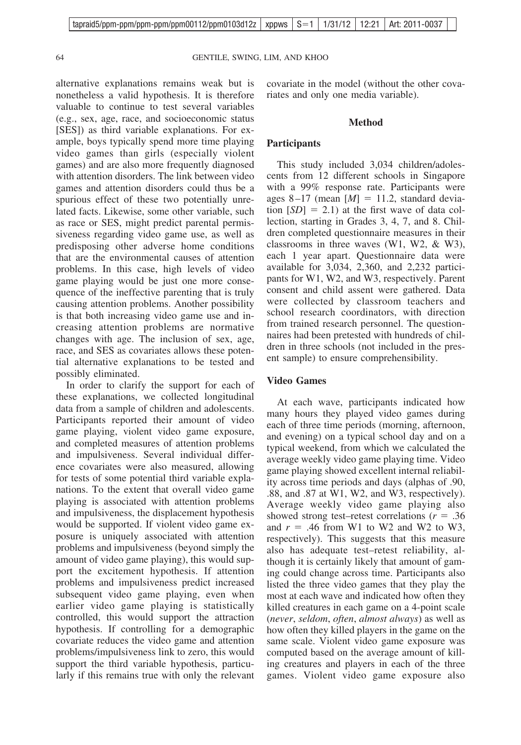alternative explanations remains weak but is nonetheless a valid hypothesis. It is therefore valuable to continue to test several variables (e.g., sex, age, race, and socioeconomic status [SES]) as third variable explanations. For example, boys typically spend more time playing video games than girls (especially violent games) and are also more frequently diagnosed with attention disorders. The link between video games and attention disorders could thus be a spurious effect of these two potentially unrelated facts. Likewise, some other variable, such as race or SES, might predict parental permissiveness regarding video game use, as well as predisposing other adverse home conditions that are the environmental causes of attention problems. In this case, high levels of video game playing would be just one more consequence of the ineffective parenting that is truly causing attention problems. Another possibility is that both increasing video game use and increasing attention problems are normative changes with age. The inclusion of sex, age, race, and SES as covariates allows these potential alternative explanations to be tested and possibly eliminated.

In order to clarify the support for each of these explanations, we collected longitudinal data from a sample of children and adolescents. Participants reported their amount of video game playing, violent video game exposure, and completed measures of attention problems and impulsiveness. Several individual difference covariates were also measured, allowing for tests of some potential third variable explanations. To the extent that overall video game playing is associated with attention problems and impulsiveness, the displacement hypothesis would be supported. If violent video game exposure is uniquely associated with attention problems and impulsiveness (beyond simply the amount of video game playing), this would support the excitement hypothesis. If attention problems and impulsiveness predict increased subsequent video game playing, even when earlier video game playing is statistically controlled, this would support the attraction hypothesis. If controlling for a demographic covariate reduces the video game and attention problems/impulsiveness link to zero, this would support the third variable hypothesis, particularly if this remains true with only the relevant covariate in the model (without the other covariates and only one media variable).

## Method

### Participants

This study included 3,034 children/adolescents from 12 different schools in Singapore with a 99% response rate. Participants were ages 8–17 (mean [$M$] = 11.2, standard deviation [$SD$] = 2.1) at the first wave of data collection, starting in Grades 3, 4, 7, and 8. Children completed questionnaire measures in their classrooms in three waves (W1, W2, & W3), each 1 year apart. Questionnaire data were available for 3,034, 2,360, and 2,232 participants for W1, W2, and W3, respectively. Parent consent and child assent were gathered. Data were collected by classroom teachers and school research coordinators, with direction from trained research personnel. The questionnaires had been pretested with hundreds of children in three schools (not included in the present sample) to ensure comprehensibility.

### Video Games

At each wave, participants indicated how many hours they played video games during each of three time periods (morning, afternoon, and evening) on a typical school day and on a typical weekend, from which we calculated the average weekly video game playing time. Video game playing showed excellent internal reliability across time periods and days (alphas of .90, .88, and .87 at W1, W2, and W3, respectively). Average weekly video game playing also showed strong test–retest correlations ($r$ = .36 and $r$ = .46 from W1 to W2 and W2 to W3, respectively). This suggests that this measure also has adequate test–retest reliability, although it is certainly likely that amount of gaming could change across time. Participants also listed the three video games that they play the most at each wave and indicated how often they killed creatures in each game on a 4-point scale (*never*, *seldom*, *often*, *almost always*) as well as how often they killed players in the game on the same scale. Violent video game exposure was computed based on the average amount of killing creatures and players in each of the three games. Violent video game exposure also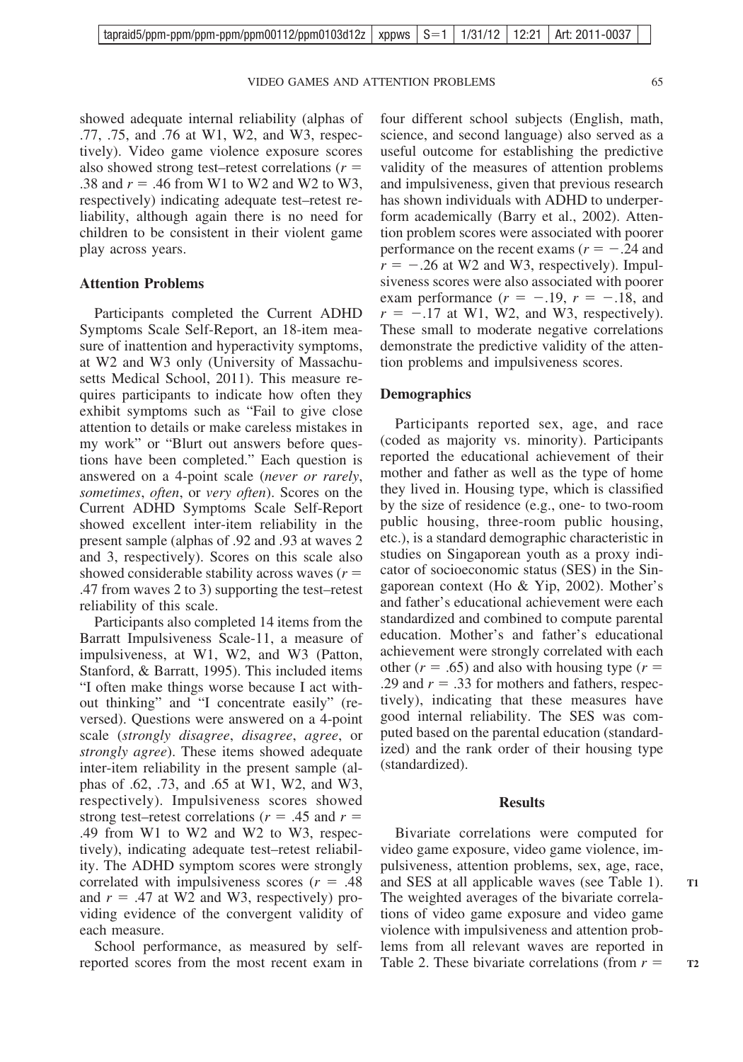showed adequate internal reliability (alphas of .77, .75, and .76 at W1, W2, and W3, respectively). Video game violence exposure scores also showed strong test–retest correlations ($r =$ .38 and $r = .46$ from W1 to W2 and W2 to W3, respectively) indicating adequate test–retest reliability, although again there is no need for children to be consistent in their violent game play across years.

### Attention Problems

Participants completed the Current ADHD Symptoms Scale Self-Report, an 18-item measure of inattention and hyperactivity symptoms, at W2 and W3 only (University of Massachusetts Medical School, 2011). This measure requires participants to indicate how often they exhibit symptoms such as "Fail to give close attention to details or make careless mistakes in my work" or "Blurt out answers before questions have been completed." Each question is answered on a 4-point scale (*never or rarely*, *sometimes*, *often*, or *very often*). Scores on the Current ADHD Symptoms Scale Self-Report showed excellent inter-item reliability in the present sample (alphas of .92 and .93 at waves 2 and 3, respectively). Scores on this scale also showed considerable stability across waves ($r =$ .47 from waves 2 to 3) supporting the test–retest reliability of this scale.

Participants also completed 14 items from the Barratt Impulsiveness Scale-11, a measure of impulsiveness, at W1, W2, and W3 (Patton, Stanford, & Barratt, 1995). This included items "I often make things worse because I act without thinking" and "I concentrate easily" (reversed). Questions were answered on a 4-point scale (*strongly disagree*, *disagree*, *agree*, or *strongly agree*). These items showed adequate inter-item reliability in the present sample (alphas of .62, .73, and .65 at W1, W2, and W3, respectively). Impulsiveness scores showed strong test–retest correlations ($r = .45$ and $r =$ .49 from W1 to W2 and W2 to W3, respectively), indicating adequate test–retest reliability. The ADHD symptom scores were strongly correlated with impulsiveness scores ($r = .48$ and $r = .47$ at W2 and W3, respectively) providing evidence of the convergent validity of each measure.

School performance, as measured by self-reported scores from the most recent exam in four different school subjects (English, math, science, and second language) also served as a useful outcome for establishing the predictive validity of the measures of attention problems and impulsiveness, given that previous research has shown individuals with ADHD to underperform academically (Barry et al., 2002). Attention problem scores were associated with poorer performance on the recent exams ($r = -.24$ and $r = -.26$ at W2 and W3, respectively). Impulsiveness scores were also associated with poorer exam performance ($r = -.19$, $r = -.18$, and $r = -.17$ at W1, W2, and W3, respectively). These small to moderate negative correlations demonstrate the predictive validity of the attention problems and impulsiveness scores.

### Demographics

Participants reported sex, age, and race (coded as majority vs. minority). Participants reported the educational achievement of their mother and father as well as the type of home they lived in. Housing type, which is classified by the size of residence (e.g., one- to two-room public housing, three-room public housing, etc.), is a standard demographic characteristic in studies on Singaporean youth as a proxy indicator of socioeconomic status (SES) in the Singaporean context (Ho & Yip, 2002). Mother's and father's educational achievement were each standardized and combined to compute parental education. Mother's and father's educational achievement were strongly correlated with each other ($r = .65$) and also with housing type ($r =$ .29 and $r = .33$ for mothers and fathers, respectively), indicating that these measures have good internal reliability. The SES was computed based on the parental education (standardized) and the rank order of their housing type (standardized).

## Results

Bivariate correlations were computed for video game exposure, video game violence, impulsiveness, attention problems, sex, age, race, and SES at all applicable waves (see Table 1). The weighted averages of the bivariate correlations of video game exposure and video game violence with impulsiveness and attention problems from all relevant waves are reported in Table 2. These bivariate correlations (from $r =$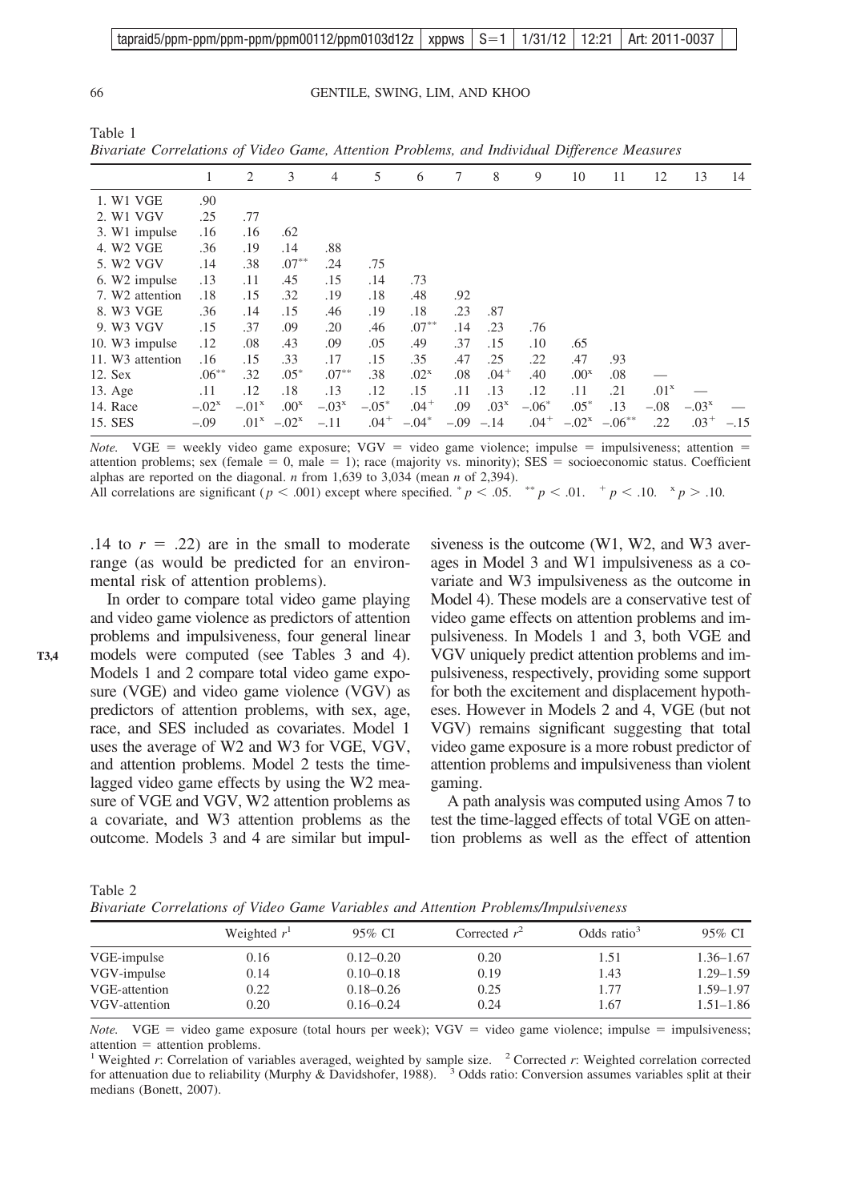Table 1
*Bivariate Correlations of Video Game, Attention Problems, and Individual Difference Measures*

| | 1 | 2 | 3 | 4 | 5 | 6 | 7 | 8 | 9 | 10 | 11 | 12 | 13 | 14 |
|---|---|---|---|---|---|---|---|---|---|---|---|---|---|---|
| 1. W1 VGE | .90 | | | | | | | | | | | | | |
| 2. W1 VGV | .25 | .77 | | | | | | | | | | | | |
| 3. W1 impulse | .16 | .16 | .62 | | | | | | | | | | | |
| 4. W2 VGE | .36 | .19 | .14 | .88 | | | | | | | | | | |
| 5. W2 VGV | .14 | .38 | .07$^{**}$ | .24 | .75 | | | | | | | | | |
| 6. W2 impulse | .13 | .11 | .45 | .15 | .14 | .73 | | | | | | | | |
| 7. W2 attention | .18 | .15 | .32 | .19 | .18 | .48 | .92 | | | | | | | |
| 8. W3 VGE | .36 | .14 | .15 | .46 | .19 | .18 | .23 | .87 | | | | | | |
| 9. W3 VGV | .15 | .37 | .09 | .20 | .46 | .07$^{**}$ | .14 | .23 | .76 | | | | | |
| 10. W3 impulse | .12 | .08 | .43 | .09 | .05 | .49 | .37 | .15 | .10 | .65 | | | | |
| 11. W3 attention | .16 | .15 | .33 | .17 | .15 | .35 | .47 | .25 | .22 | .47 | .93 | | | |
| 12. Sex | .06$^{**}$ | .32 | .05$^{*}$ | .07$^{**}$ | .38 | .02$^{x}$ | .08 | .04$^{+}$ | .40 | .00$^{x}$ | .08 | — | | |
| 13. Age | .11 | .12 | .18 | .13 | .12 | .15 | .11 | .13 | .12 | .11 | .21 | .01$^{x}$ | — | |
| 14. Race | −.02$^{x}$ | −.01$^{x}$ | .00$^{x}$ | −.03$^{x}$ | −.05$^{*}$ | .04$^{+}$ | .09 | .03$^{x}$ | −.06$^{*}$ | .05$^{*}$ | .13 | −.08 | −.03$^{x}$ | — |
| 15. SES | −.09 | .01$^{x}$ | −.02$^{x}$ | −.11 | .04$^{+}$ | −.04$^{*}$ | −.09 | −.14 | .04$^{+}$ | −.02$^{x}$ | −.06$^{**}$ | .22 | .03$^{+}$ | −.15 |

*Note.* VGE = weekly video game exposure; VGV = video game violence; impulse = impulsiveness; attention = attention problems; sex (female = 0, male = 1); race (majority vs. minority); SES = socioeconomic status. Coefficient alphas are reported on the diagonal. *n* from 1,639 to 3,034 (mean *n* of 2,394).
All correlations are significant ($p < .001$) except where specified. $^{*}p < .05$. $^{**}p < .01$. $^{+}p < .10$. $^{x}p > .10$.

.14 to $r$ = .22) are in the small to moderate range (as would be predicted for an environmental risk of attention problems).

In order to compare total video game playing and video game violence as predictors of attention problems and impulsiveness, four general linear models were computed (see Tables 3 and 4). Models 1 and 2 compare total video game exposure (VGE) and video game violence (VGV) as predictors of attention problems, with sex, age, race, and SES included as covariates. Model 1 uses the average of W2 and W3 for VGE, VGV, and attention problems. Model 2 tests the time-lagged video game effects by using the W2 measure of VGE and VGV, W2 attention problems as a covariate, and W3 attention problems as the outcome. Models 3 and 4 are similar but impulsiveness is the outcome (W1, W2, and W3 averages in Model 3 and W1 impulsiveness as a covariate and W3 impulsiveness as the outcome in Model 4). These models are a conservative test of video game effects on attention problems and impulsiveness. In Models 1 and 3, both VGE and VGV uniquely predict attention problems and impulsiveness, respectively, providing some support for both the excitement and displacement hypotheses. However in Models 2 and 4, VGE (but not VGV) remains significant suggesting that total video game exposure is a more robust predictor of attention problems and impulsiveness than violent gaming.

A path analysis was computed using Amos 7 to test the time-lagged effects of total VGE on attention problems as well as the effect of attention

Table 2
*Bivariate Correlations of Video Game Variables and Attention Problems/Impulsiveness*

| | Weighted $r$[1] | 95% CI | Corrected $r$[2] | Odds ratio[3] | 95% CI |
|---|---|---|---|---|---|
| VGE-impulse | 0.16 | 0.12–0.20 | 0.20 | 1.51 | 1.36–1.67 |
| VGV-impulse | 0.14 | 0.10–0.18 | 0.19 | 1.43 | 1.29–1.59 |
| VGE-attention | 0.22 | 0.18–0.26 | 0.25 | 1.77 | 1.59–1.97 |
| VGV-attention | 0.20 | 0.16–0.24 | 0.24 | 1.67 | 1.51–1.86 |

*Note.* VGE = video game exposure (total hours per week); VGV = video game violence; impulse = impulsiveness; attention = attention problems.
[1] Weighted *r*: Correlation of variables averaged, weighted by sample size. [2] Corrected *r*: Weighted correlation corrected for attenuation due to reliability (Murphy & Davidshofer, 1988). [3] Odds ratio: Conversion assumes variables split at their medians (Bonett, 2007).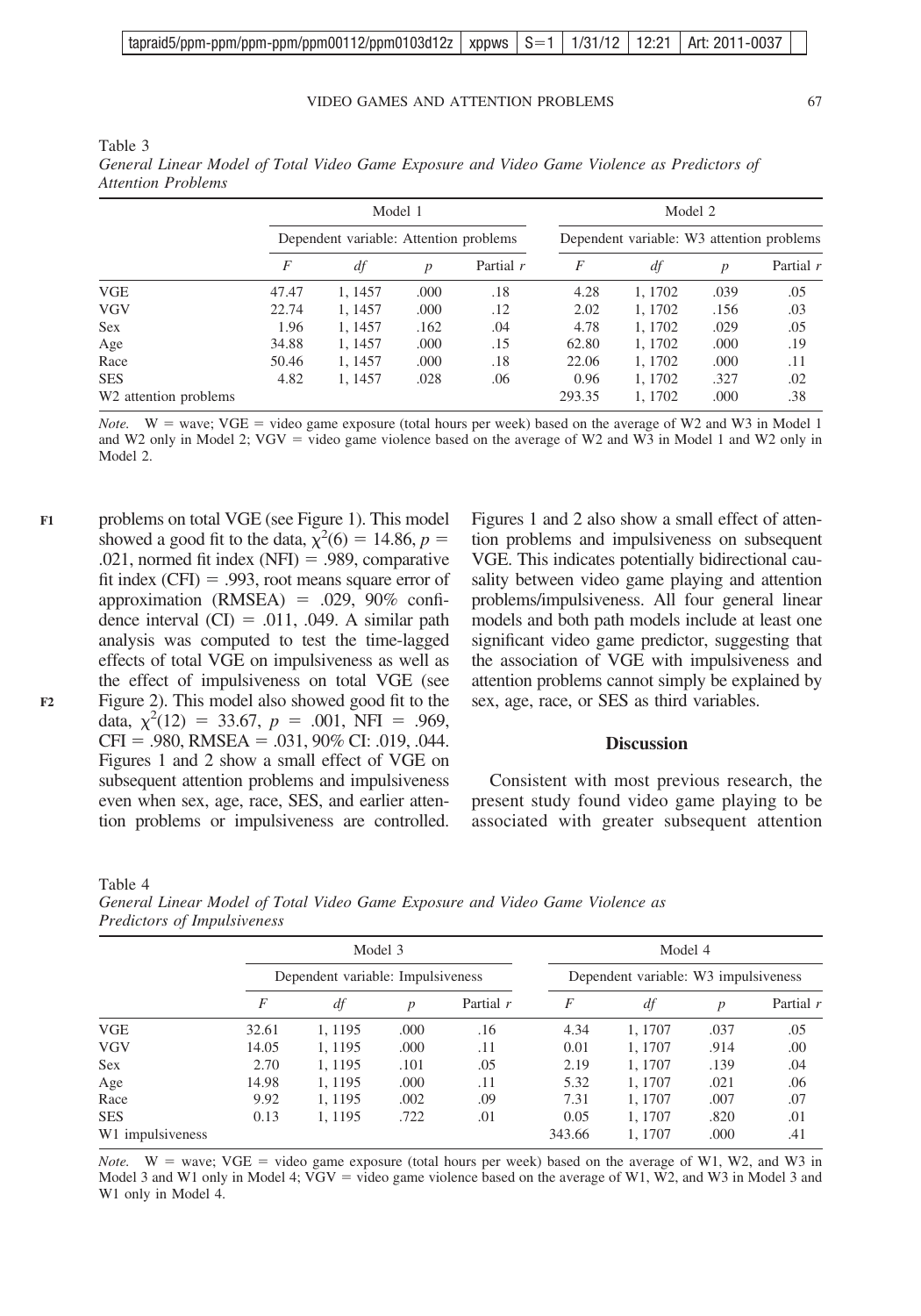Table 3
*General Linear Model of Total Video Game Exposure and Video Game Violence as Predictors of Attention Problems*

| | Model 1 | | | | Model 2 | | | |
|---|---|---|---|---|---|---|---|---|
| | Dependent variable: Attention problems | | | | Dependent variable: W3 attention problems | | | |
| | *F* | *df* | *p* | Partial *r* | *F* | *df* | *p* | Partial *r* |
| VGE | 47.47 | 1, 1457 | .000 | .18 | 4.28 | 1, 1702 | .039 | .05 |
| VGV | 22.74 | 1, 1457 | .000 | .12 | 2.02 | 1, 1702 | .156 | .03 |
| Sex | 1.96 | 1, 1457 | .162 | .04 | 4.78 | 1, 1702 | .029 | .05 |
| Age | 34.88 | 1, 1457 | .000 | .15 | 62.80 | 1, 1702 | .000 | .19 |
| Race | 50.46 | 1, 1457 | .000 | .18 | 22.06 | 1, 1702 | .000 | .11 |
| SES | 4.82 | 1, 1457 | .028 | .06 | 0.96 | 1, 1702 | .327 | .02 |
| W2 attention problems | | | | | 293.35 | 1, 1702 | .000 | .38 |

*Note.* W = wave; VGE = video game exposure (total hours per week) based on the average of W2 and W3 in Model 1 and W2 only in Model 2; VGV = video game violence based on the average of W2 and W3 in Model 1 and W2 only in Model 2.

problems on total VGE (see Figure 1). This model showed a good fit to the data, $\chi^2(6) = 14.86$, $p = .021$, normed fit index (NFI) = .989, comparative fit index (CFI) = .993, root means square error of approximation (RMSEA) = .029, 90% confidence interval (CI) = .011, .049. A similar path analysis was computed to test the time-lagged effects of total VGE on impulsiveness as well as the effect of impulsiveness on total VGE (see Figure 2). This model also showed good fit to the data, $\chi^2(12) = 33.67$, $p = .001$, NFI = .969, CFI = .980, RMSEA = .031, 90% CI: .019, .044. Figures 1 and 2 show a small effect of VGE on subsequent attention problems and impulsiveness even when sex, age, race, SES, and earlier attention problems or impulsiveness are controlled. Figures 1 and 2 also show a small effect of attention problems and impulsiveness on subsequent VGE. This indicates potentially bidirectional causality between video game playing and attention problems/impulsiveness. All four general linear models and both path models include at least one significant video game predictor, suggesting that the association of VGE with impulsiveness and attention problems cannot simply be explained by sex, age, race, or SES as third variables.

## Discussion

Consistent with most previous research, the present study found video game playing to be associated with greater subsequent attention

Table 4
*General Linear Model of Total Video Game Exposure and Video Game Violence as Predictors of Impulsiveness*

| | Model 3 | | | | Model 4 | | | |
|---|---|---|---|---|---|---|---|---|
| | Dependent variable: Impulsiveness | | | | Dependent variable: W3 impulsiveness | | | |
| | *F* | *df* | *p* | Partial *r* | *F* | *df* | *p* | Partial *r* |
| VGE | 32.61 | 1, 1195 | .000 | .16 | 4.34 | 1, 1707 | .037 | .05 |
| VGV | 14.05 | 1, 1195 | .000 | .11 | 0.01 | 1, 1707 | .914 | .00 |
| Sex | 2.70 | 1, 1195 | .101 | .05 | 2.19 | 1, 1707 | .139 | .04 |
| Age | 14.98 | 1, 1195 | .000 | .11 | 5.32 | 1, 1707 | .021 | .06 |
| Race | 9.92 | 1, 1195 | .002 | .09 | 7.31 | 1, 1707 | .007 | .07 |
| SES | 0.13 | 1, 1195 | .722 | .01 | 0.05 | 1, 1707 | .820 | .01 |
| W1 impulsiveness | | | | | 343.66 | 1, 1707 | .000 | .41 |

*Note.* W = wave; VGE = video game exposure (total hours per week) based on the average of W1, W2, and W3 in Model 3 and W1 only in Model 4; VGV = video game violence based on the average of W1, W2, and W3 in Model 3 and W1 only in Model 4.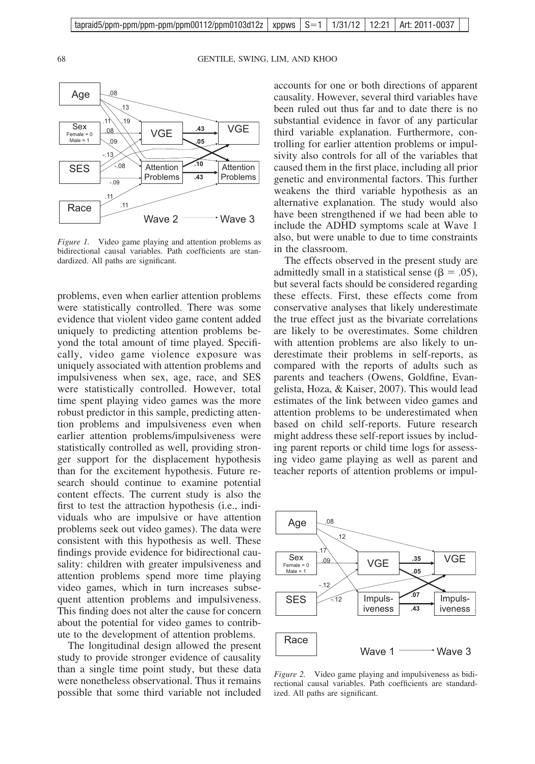*Figure 1.* Video game playing and attention problems as bidirectional causal variables. Path coefficients are standardized. All paths are significant.

problems, even when earlier attention problems were statistically controlled. There was some evidence that violent video game content added uniquely to predicting attention problems beyond the total amount of time played. Specifically, video game violence exposure was uniquely associated with attention problems and impulsiveness when sex, age, race, and SES were statistically controlled. However, total time spent playing video games was the more robust predictor in this sample, predicting attention problems and impulsiveness even when earlier attention problems/impulsiveness were statistically controlled as well, providing stronger support for the displacement hypothesis than for the excitement hypothesis. Future research should continue to examine potential content effects. The current study is also the first to test the attraction hypothesis (i.e., individuals who are impulsive or have attention problems seek out video games). The data were consistent with this hypothesis as well. These findings provide evidence for bidirectional causality: children with greater impulsiveness and attention problems spend more time playing video games, which in turn increases subsequent attention problems and impulsiveness. This finding does not alter the cause for concern about the potential for video games to contribute to the development of attention problems.

The longitudinal design allowed the present study to provide stronger evidence of causality than a single time point study, but these data were nonetheless observational. Thus it remains possible that some third variable not included accounts for one or both directions of apparent causality. However, several third variables have been ruled out thus far and to date there is no substantial evidence in favor of any particular third variable explanation. Furthermore, controlling for earlier attention problems or impulsivity also controls for all of the variables that caused them in the first place, including all prior genetic and environmental factors. This further weakens the third variable hypothesis as an alternative explanation. The study would also have been strengthened if we had been able to include the ADHD symptoms scale at Wave 1 also, but were unable to due to time constraints in the classroom.

The effects observed in the present study are admittedly small in a statistical sense ($\beta = .05$), but several facts should be considered regarding these effects. First, these effects come from conservative analyses that likely underestimate the true effect just as the bivariate correlations are likely to be overestimates. Some children with attention problems are also likely to underestimate their problems in self-reports, as compared with the reports of adults such as parents and teachers (Owens, Goldfine, Evangelista, Hoza, & Kaiser, 2007). This would lead estimates of the link between video games and attention problems to be underestimated when based on child self-reports. Future research might address these self-report issues by including parent reports or child time logs for assessing video game playing as well as parent and teacher reports of attention problems or impul-

*Figure 2.* Video game playing and impulsiveness as bidirectional causal variables. Path coefficients are standardized. All paths are significant.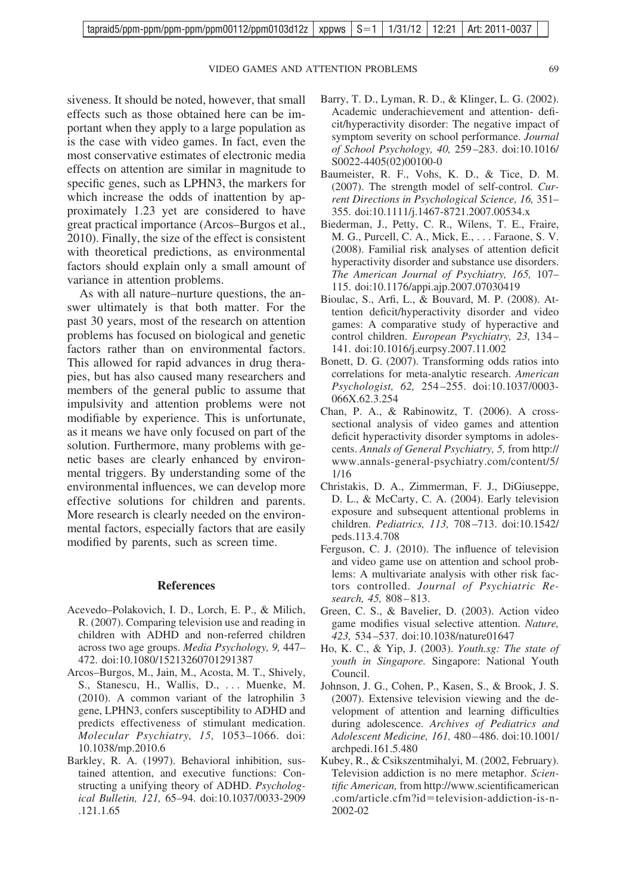siveness. It should be noted, however, that small effects such as those obtained here can be important when they apply to a large population as is the case with video games. In fact, even the most conservative estimates of electronic media effects on attention are similar in magnitude to specific genes, such as LPHN3, the markers for which increase the odds of inattention by approximately 1.23 yet are considered to have great practical importance (Arcos–Burgos et al., 2010). Finally, the size of the effect is consistent with theoretical predictions, as environmental factors should explain only a small amount of variance in attention problems.

As with all nature–nurture questions, the answer ultimately is that both matter. For the past 30 years, most of the research on attention problems has focused on biological and genetic factors rather than on environmental factors. This allowed for rapid advances in drug therapies, but has also caused many researchers and members of the general public to assume that impulsivity and attention problems were not modifiable by experience. This is unfortunate, as it means we have only focused on part of the solution. Furthermore, many problems with genetic bases are clearly enhanced by environmental triggers. By understanding some of the environmental influences, we can develop more effective solutions for children and parents. More research is clearly needed on the environmental factors, especially factors that are easily modified by parents, such as screen time.

## References

Acevedo–Polakovich, I. D., Lorch, E. P., & Milich, R. (2007). Comparing television use and reading in children with ADHD and non-referred children across two age groups. *Media Psychology, 9,* 447–472. doi:10.1080/15213260701291387

Arcos–Burgos, M., Jain, M., Acosta, M. T., Shively, S., Stanescu, H., Wallis, D., . . . Muenke, M. (2010). A common variant of the latrophilin 3 gene, LPHN3, confers susceptibility to ADHD and predicts effectiveness of stimulant medication. *Molecular Psychiatry, 15,* 1053–1066. doi:10.1038/mp.2010.6

Barkley, R. A. (1997). Behavioral inhibition, sustained attention, and executive functions: Constructing a unifying theory of ADHD. *Psychological Bulletin, 121,* 65–94. doi:10.1037/0033-2909.121.1.65

Barry, T. D., Lyman, R. D., & Klinger, L. G. (2002). Academic underachievement and attention- deficit/hyperactivity disorder: The negative impact of symptom severity on school performance. *Journal of School Psychology, 40,* 259–283. doi:10.1016/S0022-4405(02)00100-0

Baumeister, R. F., Vohs, K. D., & Tice, D. M. (2007). The strength model of self-control. *Current Directions in Psychological Science, 16,* 351–355. doi:10.1111/j.1467-8721.2007.00534.x

Biederman, J., Petty, C. R., Wilens, T. E., Fraire, M. G., Purcell, C. A., Mick, E., . . . Faraone, S. V. (2008). Familial risk analyses of attention deficit hyperactivity disorder and substance use disorders. *The American Journal of Psychiatry, 165,* 107–115. doi:10.1176/appi.ajp.2007.07030419

Bioulac, S., Arfi, L., & Bouvard, M. P. (2008). Attention deficit/hyperactivity disorder and video games: A comparative study of hyperactive and control children. *European Psychiatry, 23,* 134–141. doi:10.1016/j.eurpsy.2007.11.002

Bonett, D. G. (2007). Transforming odds ratios into correlations for meta-analytic research. *American Psychologist, 62,* 254–255. doi:10.1037/0003-066X.62.3.254

Chan, P. A., & Rabinowitz, T. (2006). A cross-sectional analysis of video games and attention deficit hyperactivity disorder symptoms in adolescents. *Annals of General Psychiatry, 5,* from http://www.annals-general-psychiatry.com/content/5/1/16

Christakis, D. A., Zimmerman, F. J., DiGiuseppe, D. L., & McCarty, C. A. (2004). Early television exposure and subsequent attentional problems in children. *Pediatrics, 113,* 708–713. doi:10.1542/peds.113.4.708

Ferguson, C. J. (2010). The influence of television and video game use on attention and school problems: A multivariate analysis with other risk factors controlled. *Journal of Psychiatric Research, 45,* 808–813.

Green, C. S., & Bavelier, D. (2003). Action video game modifies visual selective attention. *Nature, 423,* 534–537. doi:10.1038/nature01647

Ho, K. C., & Yip, J. (2003). *Youth.sg: The state of youth in Singapore.* Singapore: National Youth Council.

Johnson, J. G., Cohen, P., Kasen, S., & Brook, J. S. (2007). Extensive television viewing and the development of attention and learning difficulties during adolescence. *Archives of Pediatrics and Adolescent Medicine, 161,* 480–486. doi:10.1001/archpedi.161.5.480

Kubey, R., & Csikszentmihalyi, M. (2002, February). Television addiction is no mere metaphor. *Scientific American,* from http://www.scientificamerican.com/article.cfm?id=television-addiction-is-n-2002-02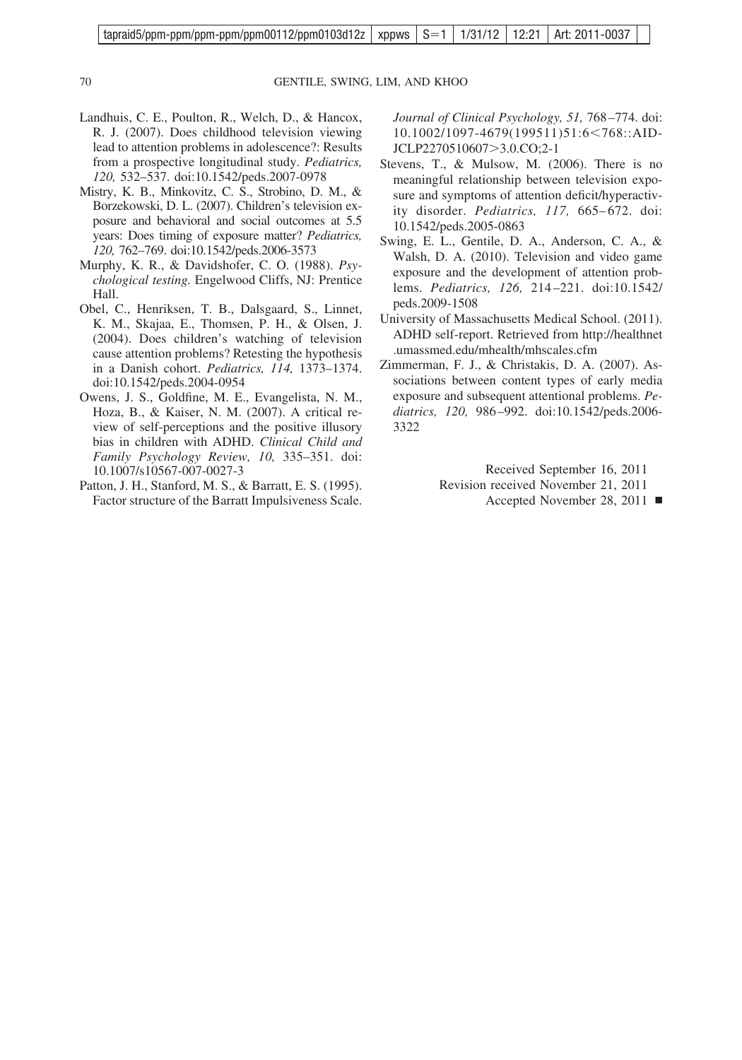Landhuis, C. E., Poulton, R., Welch, D., & Hancox, R. J. (2007). Does childhood television viewing lead to attention problems in adolescence?: Results from a prospective longitudinal study. *Pediatrics, 120,* 532–537. doi:10.1542/peds.2007-0978

Mistry, K. B., Minkovitz, C. S., Strobino, D. M., & Borzekowski, D. L. (2007). Children's television exposure and behavioral and social outcomes at 5.5 years: Does timing of exposure matter? *Pediatrics, 120,* 762–769. doi:10.1542/peds.2006-3573

Murphy, K. R., & Davidshofer, C. O. (1988). *Psychological testing.* Engelwood Cliffs, NJ: Prentice Hall.

Obel, C., Henriksen, T. B., Dalsgaard, S., Linnet, K. M., Skajaa, E., Thomsen, P. H., & Olsen, J. (2004). Does children's watching of television cause attention problems? Retesting the hypothesis in a Danish cohort. *Pediatrics, 114,* 1373–1374. doi:10.1542/peds.2004-0954

Owens, J. S., Goldfine, M. E., Evangelista, N. M., Hoza, B., & Kaiser, N. M. (2007). A critical review of self-perceptions and the positive illusory bias in children with ADHD. *Clinical Child and Family Psychology Review, 10,* 335–351. doi:10.1007/s10567-007-0027-3

Patton, J. H., Stanford, M. S., & Barratt, E. S. (1995). Factor structure of the Barratt Impulsiveness Scale. *Journal of Clinical Psychology, 51,* 768–774. doi:10.1002/1097-4679(199511)51:6<768::AID-JCLP2270510607>3.0.CO;2-1

Stevens, T., & Mulsow, M. (2006). There is no meaningful relationship between television exposure and symptoms of attention deficit/hyperactivity disorder. *Pediatrics, 117,* 665–672. doi:10.1542/peds.2005-0863

Swing, E. L., Gentile, D. A., Anderson, C. A., & Walsh, D. A. (2010). Television and video game exposure and the development of attention problems. *Pediatrics, 126,* 214–221. doi:10.1542/peds.2009-1508

University of Massachusetts Medical School. (2011). ADHD self-report. Retrieved from http://healthnet.umassmed.edu/mhealth/mhscales.cfm

Zimmerman, F. J., & Christakis, D. A. (2007). Associations between content types of early media exposure and subsequent attentional problems. *Pediatrics, 120,* 986–992. doi:10.1542/peds.2006-3322

Received September 16, 2011
Revision received November 21, 2011
Accepted November 28, 2011 ■